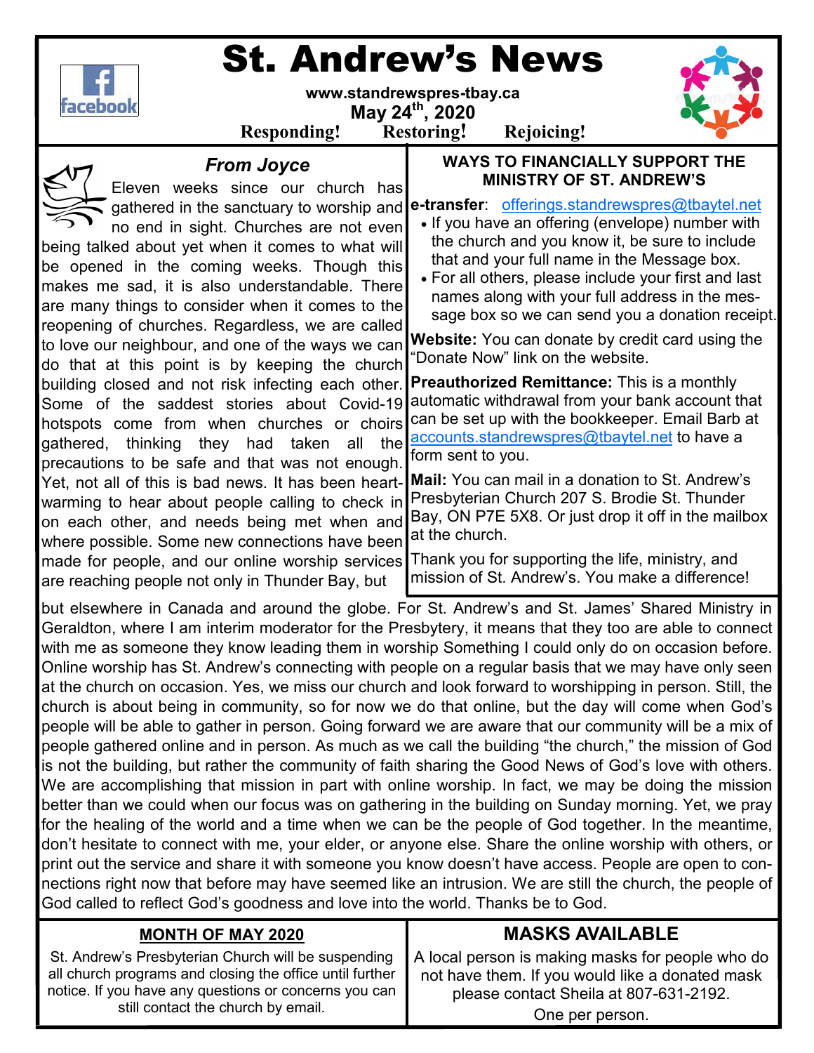# St. Andrew's News

**www.standrewspres-tbay.ca**

**May 24th, 2020**

**Responding! Restoring! Rejoicing!**

## *From Joyce*

Eleven weeks since our church has gathered in the sanctuary to worship and no end in sight. Churches are not even being talked about yet when it comes to what will be opened in the coming weeks. Though this makes me sad, it is also understandable. There are many things to consider when it comes to the reopening of churches. Regardless, we are called to love our neighbour, and one of the ways we can do that at this point is by keeping the church building closed and not risk infecting each other. Some of the saddest stories about Covid-19 hotspots come from when churches or choirs gathered, thinking they had taken all the precautions to be safe and that was not enough. Yet, not all of this is bad news. It has been heart-warming to hear about people calling to check in on each other, and needs being met when and where possible. Some new connections have been made for people, and our online worship services are reaching people not only in Thunder Bay, but but elsewhere in Canada and around the globe. For St. Andrew's and St. James' Shared Ministry in Geraldton, where I am interim moderator for the Presbytery, it means that they too are able to connect with me as someone they know leading them in worship Something I could only do on occasion before. Online worship has St. Andrew's connecting with people on a regular basis that we may have only seen at the church on occasion. Yes, we miss our church and look forward to worshipping in person. Still, the church is about being in community, so for now we do that online, but the day will come when God's people will be able to gather in person. Going forward we are aware that our community will be a mix of people gathered online and in person. As much as we call the building "the church," the mission of God is not the building, but rather the community of faith sharing the Good News of God's love with others. We are accomplishing that mission in part with online worship. In fact, we may be doing the mission better than we could when our focus was on gathering in the building on Sunday morning. Yet, we pray for the healing of the world and a time when we can be the people of God together. In the meantime, don't hesitate to connect with me, your elder, or anyone else. Share the online worship with others, or print out the service and share it with someone you know doesn't have access. People are open to connections right now that before may have seemed like an intrusion. We are still the church, the people of God called to reflect God's goodness and love into the world. Thanks be to God.

## WAYS TO FINANCIALLY SUPPORT THE MINISTRY OF ST. ANDREW'S

**e-transfer**: offerings.standrewspres@tbaytel.net

- If you have an offering (envelope) number with the church and you know it, be sure to include that and your full name in the Message box.
- For all others, please include your first and last names along with your full address in the message box so we can send you a donation receipt.

**Website:** You can donate by credit card using the "Donate Now" link on the website.

**Preauthorized Remittance:** This is a monthly automatic withdrawal from your bank account that can be set up with the bookkeeper. Email Barb at accounts.standrewspres@tbaytel.net to have a form sent to you.

**Mail:** You can mail in a donation to St. Andrew's Presbyterian Church 207 S. Brodie St. Thunder Bay, ON P7E 5X8. Or just drop it off in the mailbox at the church.

Thank you for supporting the life, ministry, and mission of St. Andrew's. You make a difference!

## MONTH OF MAY 2020

St. Andrew's Presbyterian Church will be suspending all church programs and closing the office until further notice. If you have any questions or concerns you can still contact the church by email.

## MASKS AVAILABLE

A local person is making masks for people who do not have them. If you would like a donated mask please contact Sheila at 807-631-2192.

One per person.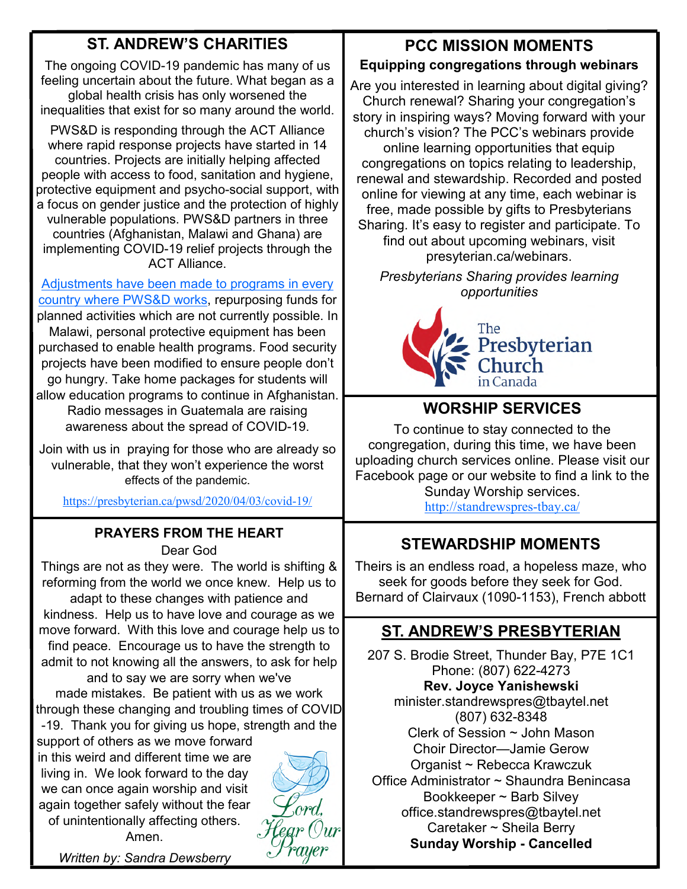## ST. ANDREW'S CHARITIES

The ongoing COVID-19 pandemic has many of us feeling uncertain about the future. What began as a global health crisis has only worsened the inequalities that exist for so many around the world.

PWS&D is responding through the ACT Alliance where rapid response projects have started in 14 countries. Projects are initially helping affected people with access to food, sanitation and hygiene, protective equipment and psycho-social support, with a focus on gender justice and the protection of highly vulnerable populations. PWS&D partners in three countries (Afghanistan, Malawi and Ghana) are implementing COVID-19 relief projects through the ACT Alliance.

Adjustments have been made to programs in every country where PWS&D works, repurposing funds for planned activities which are not currently possible. In Malawi, personal protective equipment has been purchased to enable health programs. Food security projects have been modified to ensure people don't go hungry. Take home packages for students will allow education programs to continue in Afghanistan. Radio messages in Guatemala are raising awareness about the spread of COVID-19.

Join with us in praying for those who are already so vulnerable, that they won't experience the worst effects of the pandemic.

https://presbyterian.ca/pwsd/2020/04/03/covid-19/

### PRAYERS FROM THE HEART

Dear God

Things are not as they were. The world is shifting & reforming from the world we once knew. Help us to adapt to these changes with patience and kindness. Help us to have love and courage as we move forward. With this love and courage help us to find peace. Encourage us to have the strength to admit to not knowing all the answers, to ask for help and to say we are sorry when we've made mistakes. Be patient with us as we work through these changing and troubling times of COVID-19. Thank you for giving us hope, strength and the support of others as we move forward in this weird and different time we are living in. We look forward to the day we can once again worship and visit again together safely without the fear of unintentionally affecting others.

Amen.

*Written by: Sandra Dewsberry*

Lord, Hear Our Prayer

## PCC MISSION MOMENTS

**Equipping congregations through webinars**

Are you interested in learning about digital giving? Church renewal? Sharing your congregation's story in inspiring ways? Moving forward with your church's vision? The PCC's webinars provide online learning opportunities that equip congregations on topics relating to leadership, renewal and stewardship. Recorded and posted online for viewing at any time, each webinar is free, made possible by gifts to Presbyterians Sharing. It's easy to register and participate. To find out about upcoming webinars, visit presyterian.ca/webinars.

*Presbyterians Sharing provides learning opportunities*

The Presbyterian Church in Canada

## WORSHIP SERVICES

To continue to stay connected to the congregation, during this time, we have been uploading church services online. Please visit our Facebook page or our website to find a link to the Sunday Worship services.

http://standrewspres-tbay.ca/

## STEWARDSHIP MOMENTS

Theirs is an endless road, a hopeless maze, who seek for goods before they seek for God.
Bernard of Clairvaux (1090-1153), French abbott

## ST. ANDREW'S PRESBYTERIAN

207 S. Brodie Street, Thunder Bay, P7E 1C1
Phone: (807) 622-4273
**Rev. Joyce Yanishewski**
minister.standrewspres@tbaytel.net
(807) 632-8348
Clerk of Session ~ John Mason
Choir Director—Jamie Gerow
Organist ~ Rebecca Krawczuk
Office Administrator ~ Shaundra Benincasa
Bookkeeper ~ Barb Silvey
office.standrewspres@tbaytel.net
Caretaker ~ Sheila Berry
**Sunday Worship - Cancelled**